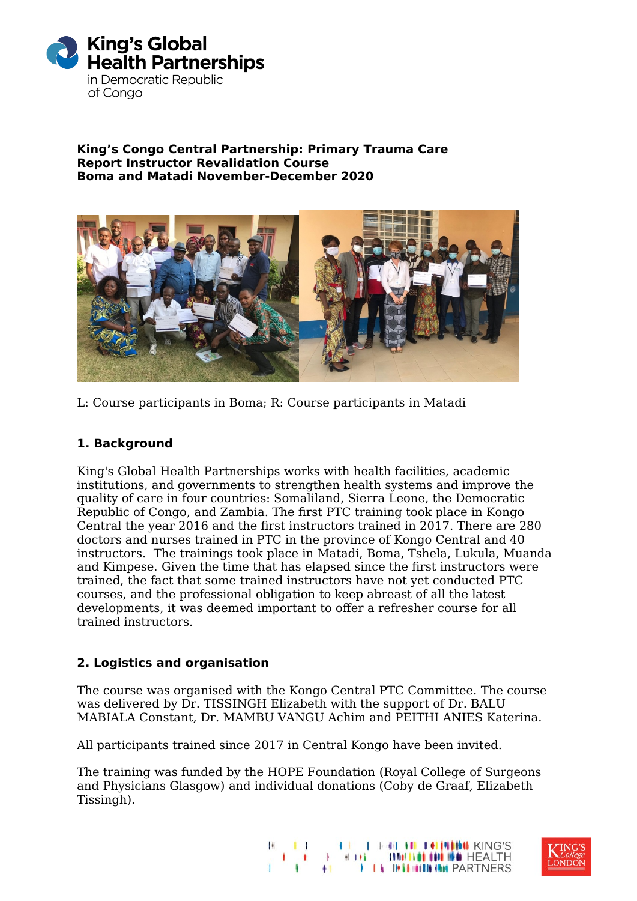King's Global Health Partnerships in Democratic Republic of Congo

**King's Congo Central Partnership: Primary Trauma Care**
**Report Instructor Revalidation Course**
**Boma and Matadi November-December 2020**

L: Course participants in Boma; R: Course participants in Matadi

## 1. Background

King's Global Health Partnerships works with health facilities, academic institutions, and governments to strengthen health systems and improve the quality of care in four countries: Somaliland, Sierra Leone, the Democratic Republic of Congo, and Zambia. The first PTC training took place in Kongo Central the year 2016 and the first instructors trained in 2017. There are 280 doctors and nurses trained in PTC in the province of Kongo Central and 40 instructors. The trainings took place in Matadi, Boma, Tshela, Lukula, Muanda and Kimpese. Given the time that has elapsed since the first instructors were trained, the fact that some trained instructors have not yet conducted PTC courses, and the professional obligation to keep abreast of all the latest developments, it was deemed important to offer a refresher course for all trained instructors.

## 2. Logistics and organisation

The course was organised with the Kongo Central PTC Committee. The course was delivered by Dr. TISSINGH Elizabeth with the support of Dr. BALU MABIALA Constant, Dr. MAMBU VANGU Achim and PEITHI ANIES Katerina.

All participants trained since 2017 in Central Kongo have been invited.

The training was funded by the HOPE Foundation (Royal College of Surgeons and Physicians Glasgow) and individual donations (Coby de Graaf, Elizabeth Tissingh).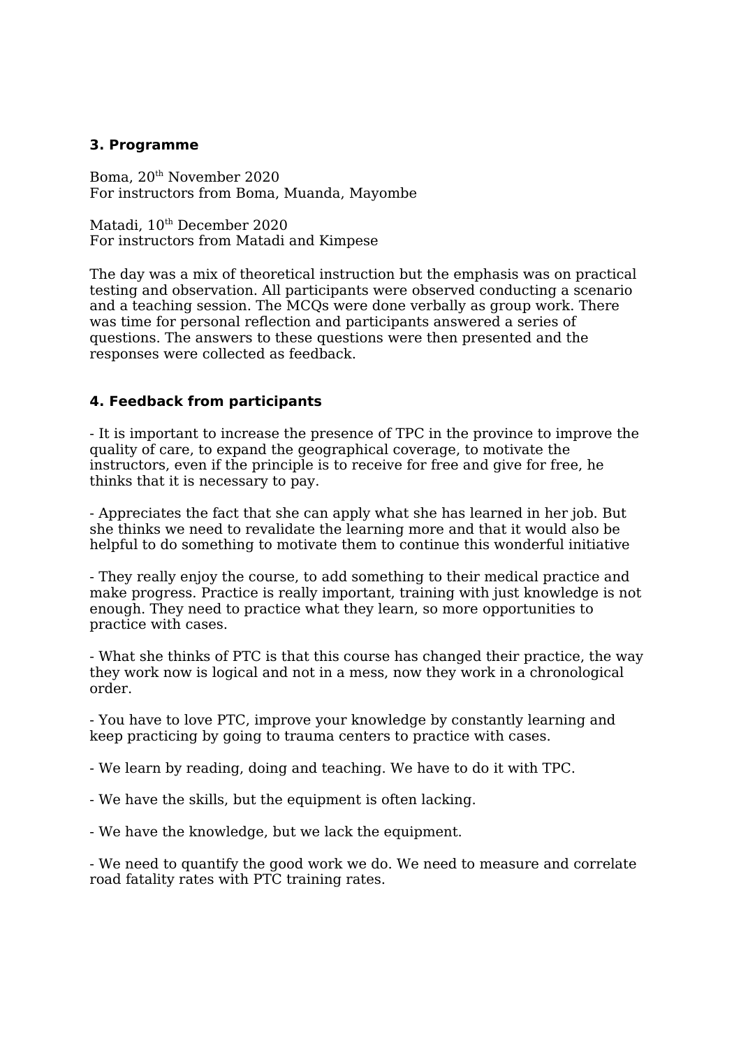### 3. Programme

Boma, 20th November 2020
For instructors from Boma, Muanda, Mayombe

Matadi, 10th December 2020
For instructors from Matadi and Kimpese

The day was a mix of theoretical instruction but the emphasis was on practical testing and observation. All participants were observed conducting a scenario and a teaching session. The MCQs were done verbally as group work. There was time for personal reflection and participants answered a series of questions. The answers to these questions were then presented and the responses were collected as feedback.

### 4. Feedback from participants

- It is important to increase the presence of TPC in the province to improve the quality of care, to expand the geographical coverage, to motivate the instructors, even if the principle is to receive for free and give for free, he thinks that it is necessary to pay.

- Appreciates the fact that she can apply what she has learned in her job. But she thinks we need to revalidate the learning more and that it would also be helpful to do something to motivate them to continue this wonderful initiative

- They really enjoy the course, to add something to their medical practice and make progress. Practice is really important, training with just knowledge is not enough. They need to practice what they learn, so more opportunities to practice with cases.

- What she thinks of PTC is that this course has changed their practice, the way they work now is logical and not in a mess, now they work in a chronological order.

- You have to love PTC, improve your knowledge by constantly learning and keep practicing by going to trauma centers to practice with cases.

- We learn by reading, doing and teaching. We have to do it with TPC.

- We have the skills, but the equipment is often lacking.

- We have the knowledge, but we lack the equipment.

- We need to quantify the good work we do. We need to measure and correlate road fatality rates with PTC training rates.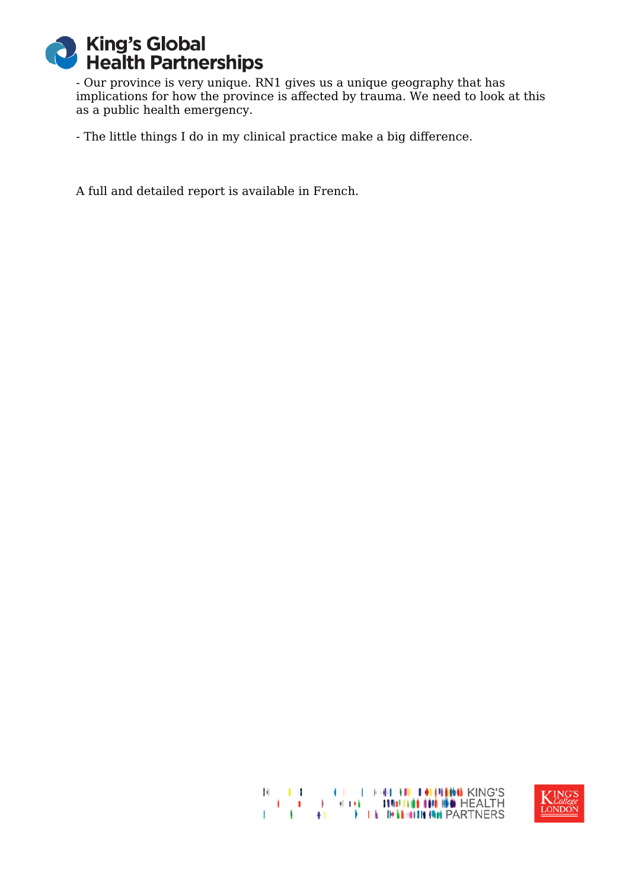- Our province is very unique. RN1 gives us a unique geography that has implications for how the province is affected by trauma. We need to look at this as a public health emergency.

- The little things I do in my clinical practice make a big difference.

A full and detailed report is available in French.